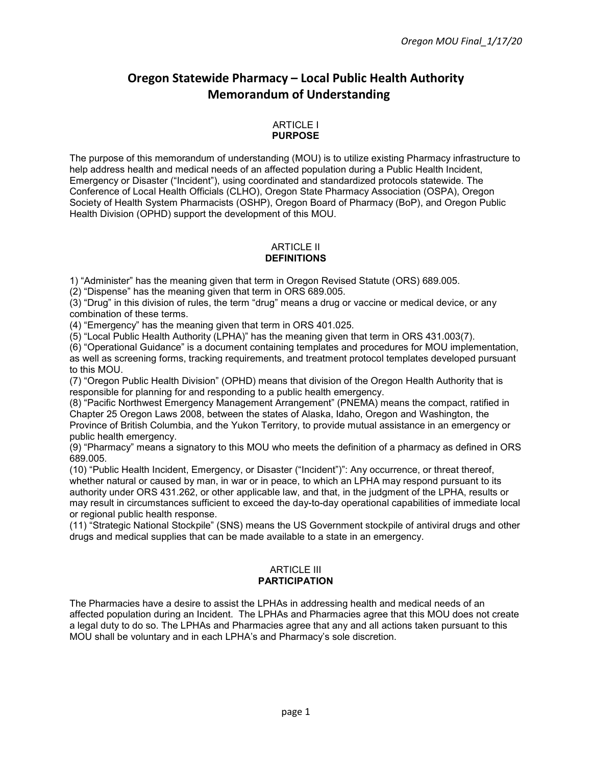# Oregon Statewide Pharmacy – Local Public Health Authority Memorandum of Understanding

## ARTICLE I
## PURPOSE

The purpose of this memorandum of understanding (MOU) is to utilize existing Pharmacy infrastructure to help address health and medical needs of an affected population during a Public Health Incident, Emergency or Disaster ("Incident"), using coordinated and standardized protocols statewide. The Conference of Local Health Officials (CLHO), Oregon State Pharmacy Association (OSPA), Oregon Society of Health System Pharmacists (OSHP), Oregon Board of Pharmacy (BoP), and Oregon Public Health Division (OPHD) support the development of this MOU.

## ARTICLE II
## DEFINITIONS

1) "Administer" has the meaning given that term in Oregon Revised Statute (ORS) 689.005.
(2) "Dispense" has the meaning given that term in ORS 689.005.
(3) "Drug" in this division of rules, the term "drug" means a drug or vaccine or medical device, or any combination of these terms.
(4) "Emergency" has the meaning given that term in ORS 401.025.
(5) "Local Public Health Authority (LPHA)" has the meaning given that term in ORS 431.003(7).
(6) "Operational Guidance" is a document containing templates and procedures for MOU implementation, as well as screening forms, tracking requirements, and treatment protocol templates developed pursuant to this MOU.
(7) "Oregon Public Health Division" (OPHD) means that division of the Oregon Health Authority that is responsible for planning for and responding to a public health emergency.
(8) "Pacific Northwest Emergency Management Arrangement" (PNEMA) means the compact, ratified in Chapter 25 Oregon Laws 2008, between the states of Alaska, Idaho, Oregon and Washington, the Province of British Columbia, and the Yukon Territory, to provide mutual assistance in an emergency or public health emergency.
(9) "Pharmacy" means a signatory to this MOU who meets the definition of a pharmacy as defined in ORS 689.005.
(10) "Public Health Incident, Emergency, or Disaster ("Incident")": Any occurrence, or threat thereof, whether natural or caused by man, in war or in peace, to which an LPHA may respond pursuant to its authority under ORS 431.262, or other applicable law, and that, in the judgment of the LPHA, results or may result in circumstances sufficient to exceed the day-to-day operational capabilities of immediate local or regional public health response.
(11) "Strategic National Stockpile" (SNS) means the US Government stockpile of antiviral drugs and other drugs and medical supplies that can be made available to a state in an emergency.

## ARTICLE III
## PARTICIPATION

The Pharmacies have a desire to assist the LPHAs in addressing health and medical needs of an affected population during an Incident. The LPHAs and Pharmacies agree that this MOU does not create a legal duty to do so. The LPHAs and Pharmacies agree that any and all actions taken pursuant to this MOU shall be voluntary and in each LPHA's and Pharmacy's sole discretion.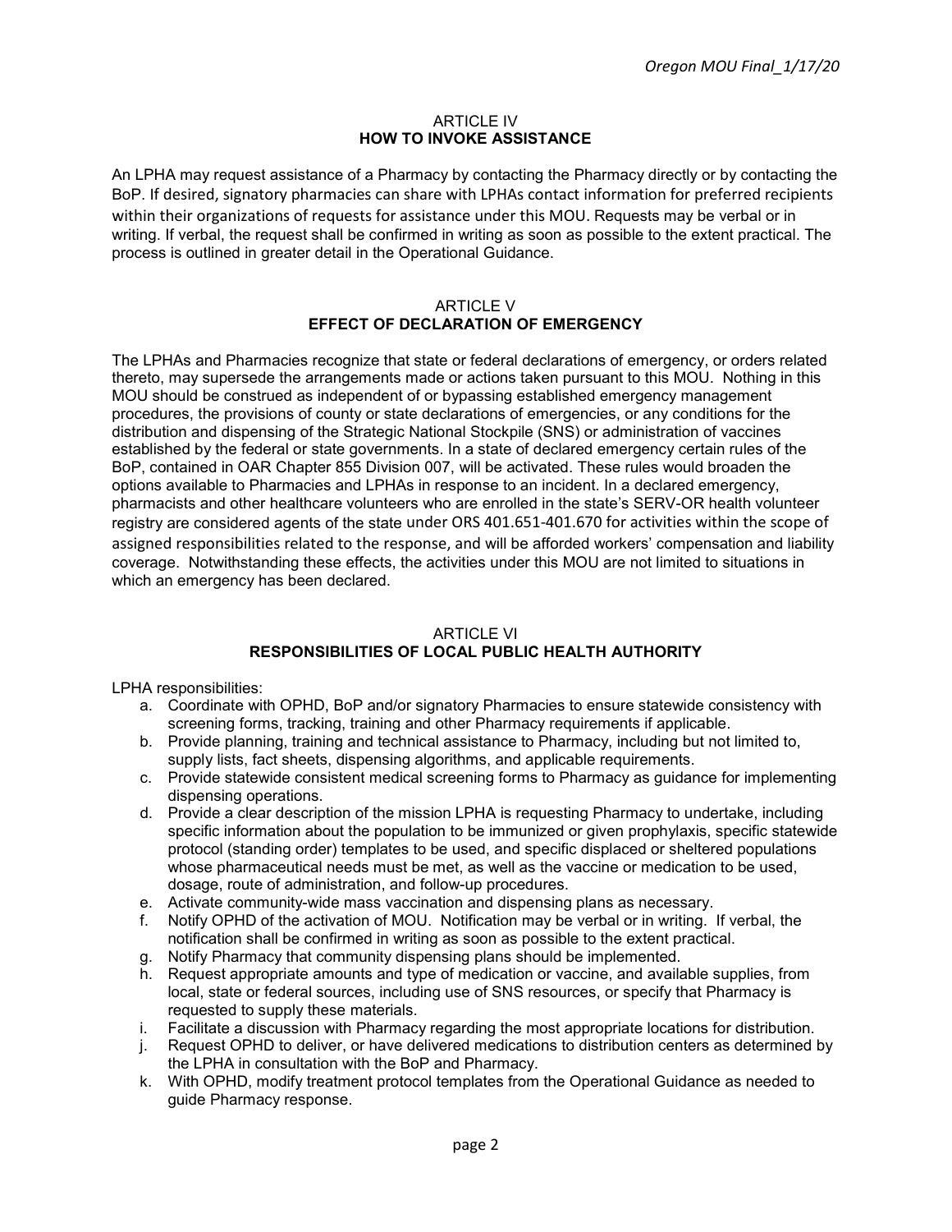## ARTICLE IV
## HOW TO INVOKE ASSISTANCE

An LPHA may request assistance of a Pharmacy by contacting the Pharmacy directly or by contacting the BoP. If desired, signatory pharmacies can share with LPHAs contact information for preferred recipients within their organizations of requests for assistance under this MOU. Requests may be verbal or in writing. If verbal, the request shall be confirmed in writing as soon as possible to the extent practical. The process is outlined in greater detail in the Operational Guidance.

## ARTICLE V
## EFFECT OF DECLARATION OF EMERGENCY

The LPHAs and Pharmacies recognize that state or federal declarations of emergency, or orders related thereto, may supersede the arrangements made or actions taken pursuant to this MOU. Nothing in this MOU should be construed as independent of or bypassing established emergency management procedures, the provisions of county or state declarations of emergencies, or any conditions for the distribution and dispensing of the Strategic National Stockpile (SNS) or administration of vaccines established by the federal or state governments. In a state of declared emergency certain rules of the BoP, contained in OAR Chapter 855 Division 007, will be activated. These rules would broaden the options available to Pharmacies and LPHAs in response to an incident. In a declared emergency, pharmacists and other healthcare volunteers who are enrolled in the state's SERV-OR health volunteer registry are considered agents of the state under ORS 401.651-401.670 for activities within the scope of assigned responsibilities related to the response, and will be afforded workers' compensation and liability coverage. Notwithstanding these effects, the activities under this MOU are not limited to situations in which an emergency has been declared.

## ARTICLE VI
## RESPONSIBILITIES OF LOCAL PUBLIC HEALTH AUTHORITY

LPHA responsibilities:

a. Coordinate with OPHD, BoP and/or signatory Pharmacies to ensure statewide consistency with screening forms, tracking, training and other Pharmacy requirements if applicable.
b. Provide planning, training and technical assistance to Pharmacy, including but not limited to, supply lists, fact sheets, dispensing algorithms, and applicable requirements.
c. Provide statewide consistent medical screening forms to Pharmacy as guidance for implementing dispensing operations.
d. Provide a clear description of the mission LPHA is requesting Pharmacy to undertake, including specific information about the population to be immunized or given prophylaxis, specific statewide protocol (standing order) templates to be used, and specific displaced or sheltered populations whose pharmaceutical needs must be met, as well as the vaccine or medication to be used, dosage, route of administration, and follow-up procedures.
e. Activate community-wide mass vaccination and dispensing plans as necessary.
f. Notify OPHD of the activation of MOU. Notification may be verbal or in writing. If verbal, the notification shall be confirmed in writing as soon as possible to the extent practical.
g. Notify Pharmacy that community dispensing plans should be implemented.
h. Request appropriate amounts and type of medication or vaccine, and available supplies, from local, state or federal sources, including use of SNS resources, or specify that Pharmacy is requested to supply these materials.
i. Facilitate a discussion with Pharmacy regarding the most appropriate locations for distribution.
j. Request OPHD to deliver, or have delivered medications to distribution centers as determined by the LPHA in consultation with the BoP and Pharmacy.
k. With OPHD, modify treatment protocol templates from the Operational Guidance as needed to guide Pharmacy response.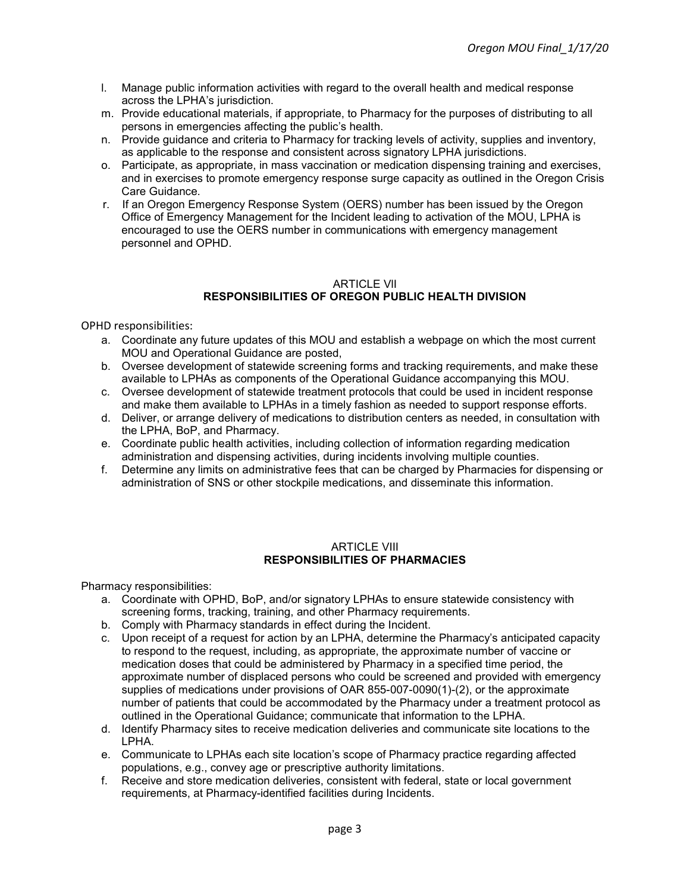l. Manage public information activities with regard to the overall health and medical response across the LPHA's jurisdiction.
m. Provide educational materials, if appropriate, to Pharmacy for the purposes of distributing to all persons in emergencies affecting the public's health.
n. Provide guidance and criteria to Pharmacy for tracking levels of activity, supplies and inventory, as applicable to the response and consistent across signatory LPHA jurisdictions.
o. Participate, as appropriate, in mass vaccination or medication dispensing training and exercises, and in exercises to promote emergency response surge capacity as outlined in the Oregon Crisis Care Guidance.
r. If an Oregon Emergency Response System (OERS) number has been issued by the Oregon Office of Emergency Management for the Incident leading to activation of the MOU, LPHA is encouraged to use the OERS number in communications with emergency management personnel and OPHD.

## ARTICLE VII
## RESPONSIBILITIES OF OREGON PUBLIC HEALTH DIVISION

OPHD responsibilities:

a. Coordinate any future updates of this MOU and establish a webpage on which the most current MOU and Operational Guidance are posted,
b. Oversee development of statewide screening forms and tracking requirements, and make these available to LPHAs as components of the Operational Guidance accompanying this MOU.
c. Oversee development of statewide treatment protocols that could be used in incident response and make them available to LPHAs in a timely fashion as needed to support response efforts.
d. Deliver, or arrange delivery of medications to distribution centers as needed, in consultation with the LPHA, BoP, and Pharmacy.
e. Coordinate public health activities, including collection of information regarding medication administration and dispensing activities, during incidents involving multiple counties.
f. Determine any limits on administrative fees that can be charged by Pharmacies for dispensing or administration of SNS or other stockpile medications, and disseminate this information.

## ARTICLE VIII
## RESPONSIBILITIES OF PHARMACIES

Pharmacy responsibilities:

a. Coordinate with OPHD, BoP, and/or signatory LPHAs to ensure statewide consistency with screening forms, tracking, training, and other Pharmacy requirements.
b. Comply with Pharmacy standards in effect during the Incident.
c. Upon receipt of a request for action by an LPHA, determine the Pharmacy's anticipated capacity to respond to the request, including, as appropriate, the approximate number of vaccine or medication doses that could be administered by Pharmacy in a specified time period, the approximate number of displaced persons who could be screened and provided with emergency supplies of medications under provisions of OAR 855-007-0090(1)-(2), or the approximate number of patients that could be accommodated by the Pharmacy under a treatment protocol as outlined in the Operational Guidance; communicate that information to the LPHA.
d. Identify Pharmacy sites to receive medication deliveries and communicate site locations to the LPHA.
e. Communicate to LPHAs each site location's scope of Pharmacy practice regarding affected populations, e.g., convey age or prescriptive authority limitations.
f. Receive and store medication deliveries, consistent with federal, state or local government requirements, at Pharmacy-identified facilities during Incidents.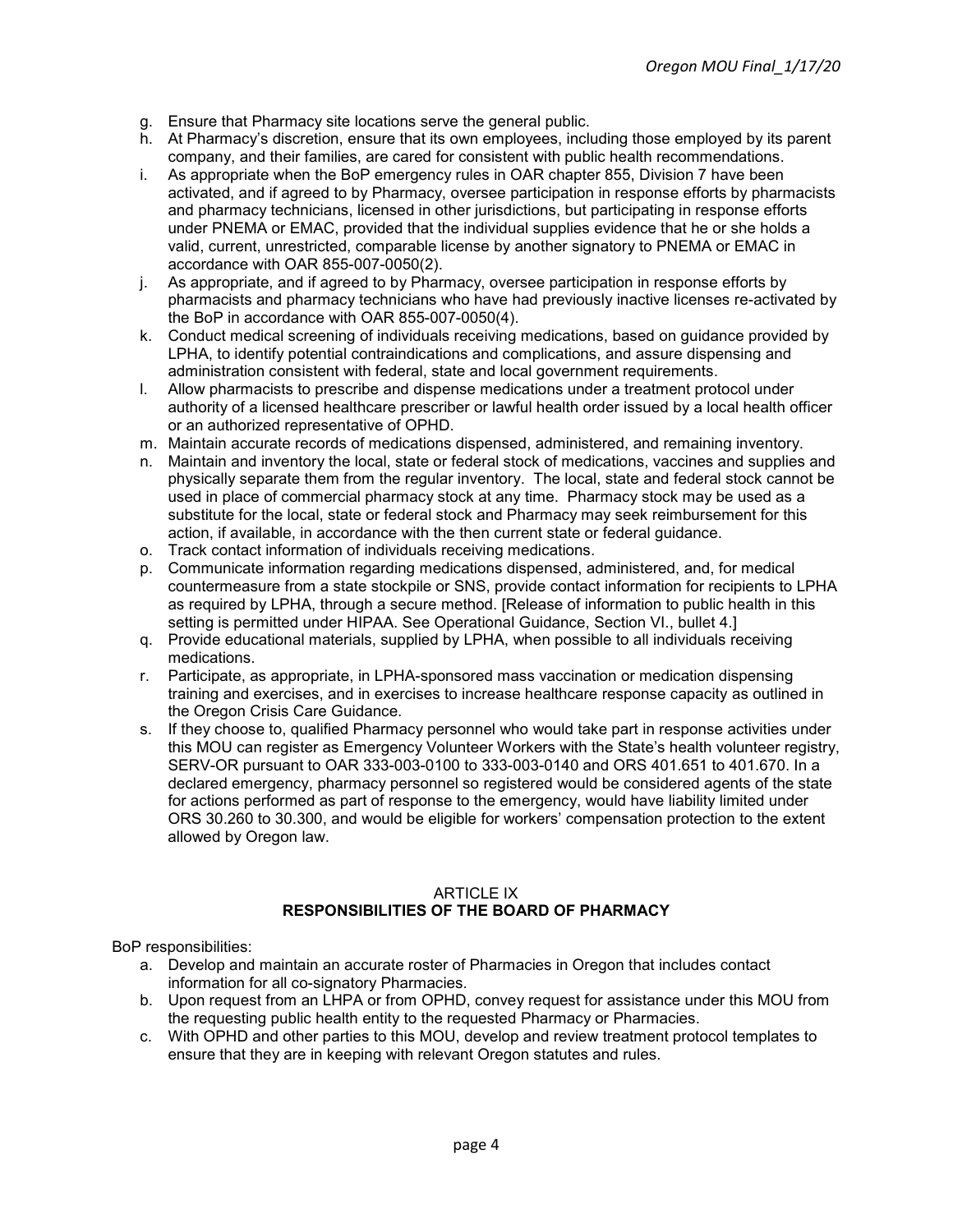g. Ensure that Pharmacy site locations serve the general public.
h. At Pharmacy's discretion, ensure that its own employees, including those employed by its parent company, and their families, are cared for consistent with public health recommendations.
i. As appropriate when the BoP emergency rules in OAR chapter 855, Division 7 have been activated, and if agreed to by Pharmacy, oversee participation in response efforts by pharmacists and pharmacy technicians, licensed in other jurisdictions, but participating in response efforts under PNEMA or EMAC, provided that the individual supplies evidence that he or she holds a valid, current, unrestricted, comparable license by another signatory to PNEMA or EMAC in accordance with OAR 855-007-0050(2).
j. As appropriate, and if agreed to by Pharmacy, oversee participation in response efforts by pharmacists and pharmacy technicians who have had previously inactive licenses re-activated by the BoP in accordance with OAR 855-007-0050(4).
k. Conduct medical screening of individuals receiving medications, based on guidance provided by LPHA, to identify potential contraindications and complications, and assure dispensing and administration consistent with federal, state and local government requirements.
l. Allow pharmacists to prescribe and dispense medications under a treatment protocol under authority of a licensed healthcare prescriber or lawful health order issued by a local health officer or an authorized representative of OPHD.
m. Maintain accurate records of medications dispensed, administered, and remaining inventory.
n. Maintain and inventory the local, state or federal stock of medications, vaccines and supplies and physically separate them from the regular inventory. The local, state and federal stock cannot be used in place of commercial pharmacy stock at any time. Pharmacy stock may be used as a substitute for the local, state or federal stock and Pharmacy may seek reimbursement for this action, if available, in accordance with the then current state or federal guidance.
o. Track contact information of individuals receiving medications.
p. Communicate information regarding medications dispensed, administered, and, for medical countermeasure from a state stockpile or SNS, provide contact information for recipients to LPHA as required by LPHA, through a secure method. [Release of information to public health in this setting is permitted under HIPAA. See Operational Guidance, Section VI., bullet 4.]
q. Provide educational materials, supplied by LPHA, when possible to all individuals receiving medications.
r. Participate, as appropriate, in LPHA-sponsored mass vaccination or medication dispensing training and exercises, and in exercises to increase healthcare response capacity as outlined in the Oregon Crisis Care Guidance.
s. If they choose to, qualified Pharmacy personnel who would take part in response activities under this MOU can register as Emergency Volunteer Workers with the State's health volunteer registry, SERV-OR pursuant to OAR 333-003-0100 to 333-003-0140 and ORS 401.651 to 401.670. In a declared emergency, pharmacy personnel so registered would be considered agents of the state for actions performed as part of response to the emergency, would have liability limited under ORS 30.260 to 30.300, and would be eligible for workers' compensation protection to the extent allowed by Oregon law.

## ARTICLE IX
## RESPONSIBILITIES OF THE BOARD OF PHARMACY

BoP responsibilities:

a. Develop and maintain an accurate roster of Pharmacies in Oregon that includes contact information for all co-signatory Pharmacies.
b. Upon request from an LHPA or from OPHD, convey request for assistance under this MOU from the requesting public health entity to the requested Pharmacy or Pharmacies.
c. With OPHD and other parties to this MOU, develop and review treatment protocol templates to ensure that they are in keeping with relevant Oregon statutes and rules.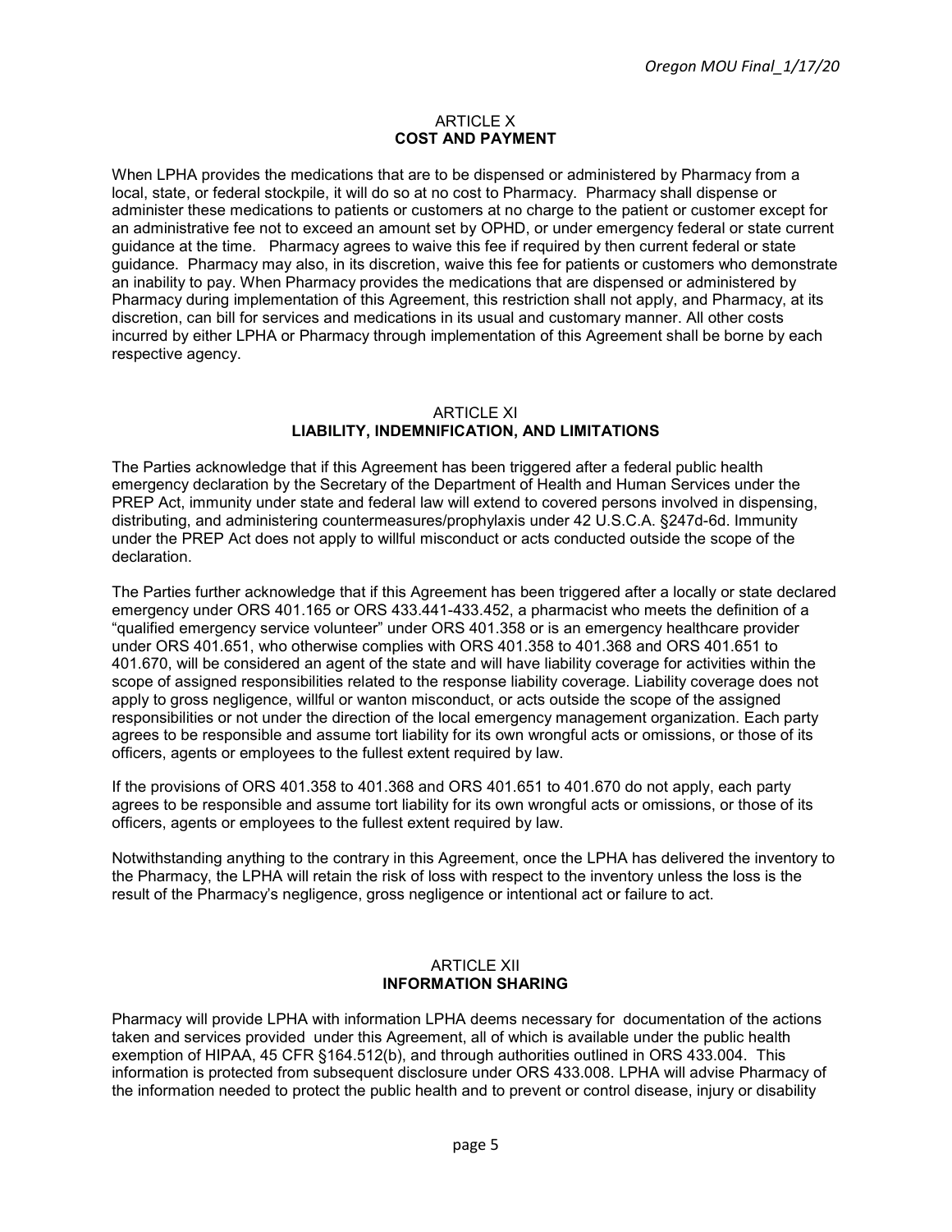## ARTICLE X
## COST AND PAYMENT

When LPHA provides the medications that are to be dispensed or administered by Pharmacy from a local, state, or federal stockpile, it will do so at no cost to Pharmacy. Pharmacy shall dispense or administer these medications to patients or customers at no charge to the patient or customer except for an administrative fee not to exceed an amount set by OPHD, or under emergency federal or state current guidance at the time. Pharmacy agrees to waive this fee if required by then current federal or state guidance. Pharmacy may also, in its discretion, waive this fee for patients or customers who demonstrate an inability to pay. When Pharmacy provides the medications that are dispensed or administered by Pharmacy during implementation of this Agreement, this restriction shall not apply, and Pharmacy, at its discretion, can bill for services and medications in its usual and customary manner. All other costs incurred by either LPHA or Pharmacy through implementation of this Agreement shall be borne by each respective agency.

## ARTICLE XI
## LIABILITY, INDEMNIFICATION, AND LIMITATIONS

The Parties acknowledge that if this Agreement has been triggered after a federal public health emergency declaration by the Secretary of the Department of Health and Human Services under the PREP Act, immunity under state and federal law will extend to covered persons involved in dispensing, distributing, and administering countermeasures/prophylaxis under 42 U.S.C.A. §247d-6d. Immunity under the PREP Act does not apply to willful misconduct or acts conducted outside the scope of the declaration.

The Parties further acknowledge that if this Agreement has been triggered after a locally or state declared emergency under ORS 401.165 or ORS 433.441-433.452, a pharmacist who meets the definition of a "qualified emergency service volunteer" under ORS 401.358 or is an emergency healthcare provider under ORS 401.651, who otherwise complies with ORS 401.358 to 401.368 and ORS 401.651 to 401.670, will be considered an agent of the state and will have liability coverage for activities within the scope of assigned responsibilities related to the response liability coverage. Liability coverage does not apply to gross negligence, willful or wanton misconduct, or acts outside the scope of the assigned responsibilities or not under the direction of the local emergency management organization. Each party agrees to be responsible and assume tort liability for its own wrongful acts or omissions, or those of its officers, agents or employees to the fullest extent required by law.

If the provisions of ORS 401.358 to 401.368 and ORS 401.651 to 401.670 do not apply, each party agrees to be responsible and assume tort liability for its own wrongful acts or omissions, or those of its officers, agents or employees to the fullest extent required by law.

Notwithstanding anything to the contrary in this Agreement, once the LPHA has delivered the inventory to the Pharmacy, the LPHA will retain the risk of loss with respect to the inventory unless the loss is the result of the Pharmacy's negligence, gross negligence or intentional act or failure to act.

## ARTICLE XII
## INFORMATION SHARING

Pharmacy will provide LPHA with information LPHA deems necessary for documentation of the actions taken and services provided under this Agreement, all of which is available under the public health exemption of HIPAA, 45 CFR §164.512(b), and through authorities outlined in ORS 433.004. This information is protected from subsequent disclosure under ORS 433.008. LPHA will advise Pharmacy of the information needed to protect the public health and to prevent or control disease, injury or disability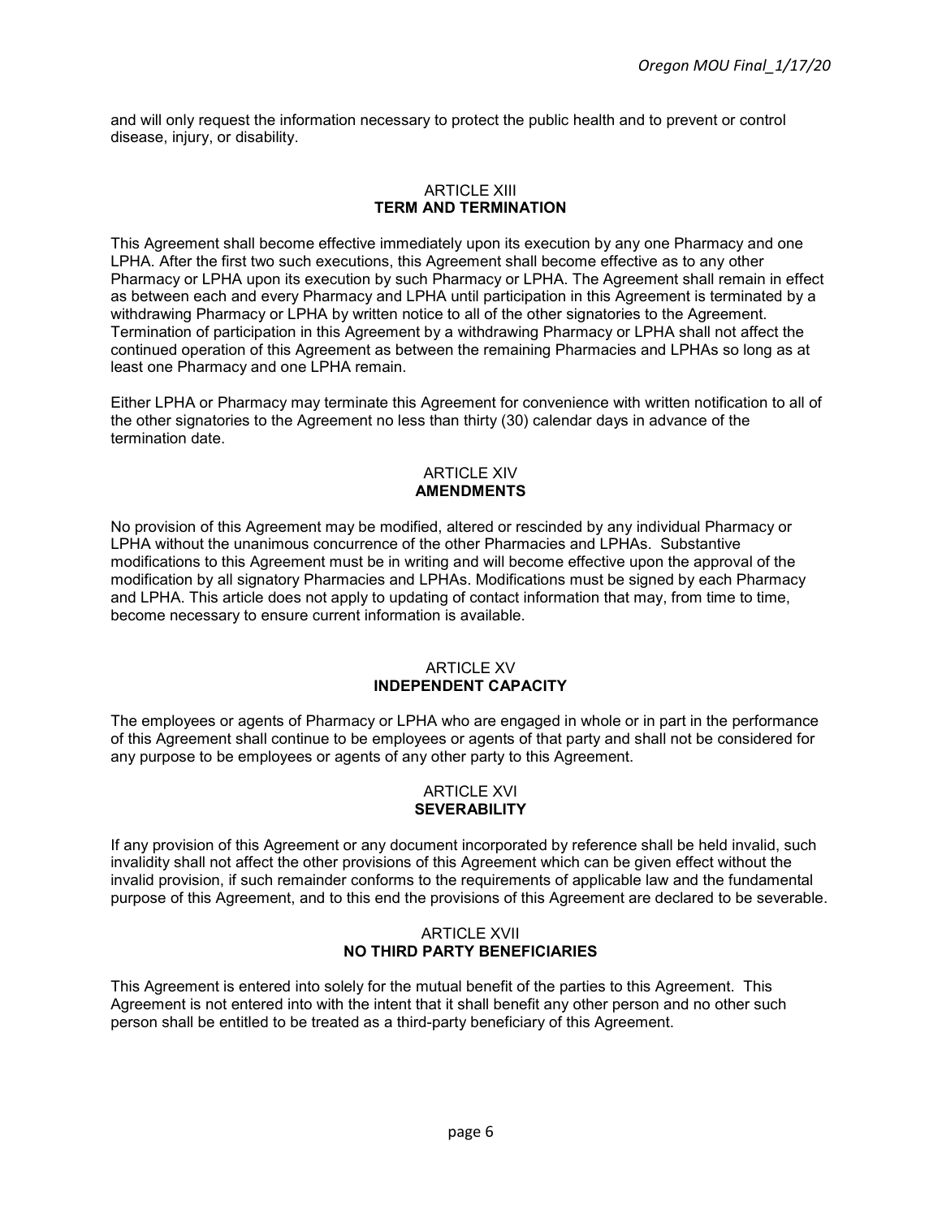and will only request the information necessary to protect the public health and to prevent or control disease, injury, or disability.

## ARTICLE XIII
## TERM AND TERMINATION

This Agreement shall become effective immediately upon its execution by any one Pharmacy and one LPHA. After the first two such executions, this Agreement shall become effective as to any other Pharmacy or LPHA upon its execution by such Pharmacy or LPHA. The Agreement shall remain in effect as between each and every Pharmacy and LPHA until participation in this Agreement is terminated by a withdrawing Pharmacy or LPHA by written notice to all of the other signatories to the Agreement. Termination of participation in this Agreement by a withdrawing Pharmacy or LPHA shall not affect the continued operation of this Agreement as between the remaining Pharmacies and LPHAs so long as at least one Pharmacy and one LPHA remain.

Either LPHA or Pharmacy may terminate this Agreement for convenience with written notification to all of the other signatories to the Agreement no less than thirty (30) calendar days in advance of the termination date.

## ARTICLE XIV
## AMENDMENTS

No provision of this Agreement may be modified, altered or rescinded by any individual Pharmacy or LPHA without the unanimous concurrence of the other Pharmacies and LPHAs. Substantive modifications to this Agreement must be in writing and will become effective upon the approval of the modification by all signatory Pharmacies and LPHAs. Modifications must be signed by each Pharmacy and LPHA. This article does not apply to updating of contact information that may, from time to time, become necessary to ensure current information is available.

## ARTICLE XV
## INDEPENDENT CAPACITY

The employees or agents of Pharmacy or LPHA who are engaged in whole or in part in the performance of this Agreement shall continue to be employees or agents of that party and shall not be considered for any purpose to be employees or agents of any other party to this Agreement.

## ARTICLE XVI
## SEVERABILITY

If any provision of this Agreement or any document incorporated by reference shall be held invalid, such invalidity shall not affect the other provisions of this Agreement which can be given effect without the invalid provision, if such remainder conforms to the requirements of applicable law and the fundamental purpose of this Agreement, and to this end the provisions of this Agreement are declared to be severable.

## ARTICLE XVII
## NO THIRD PARTY BENEFICIARIES

This Agreement is entered into solely for the mutual benefit of the parties to this Agreement. This Agreement is not entered into with the intent that it shall benefit any other person and no other such person shall be entitled to be treated as a third-party beneficiary of this Agreement.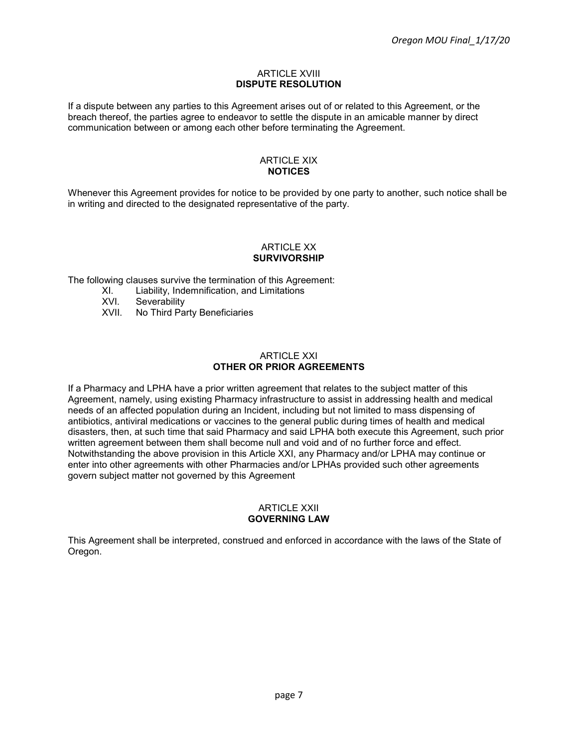## ARTICLE XVIII
## DISPUTE RESOLUTION

If a dispute between any parties to this Agreement arises out of or related to this Agreement, or the breach thereof, the parties agree to endeavor to settle the dispute in an amicable manner by direct communication between or among each other before terminating the Agreement.

## ARTICLE XIX
## NOTICES

Whenever this Agreement provides for notice to be provided by one party to another, such notice shall be in writing and directed to the designated representative of the party.

## ARTICLE XX
## SURVIVORSHIP

The following clauses survive the termination of this Agreement:

- XI. Liability, Indemnification, and Limitations
- XVI. Severability
- XVII. No Third Party Beneficiaries

## ARTICLE XXI
## OTHER OR PRIOR AGREEMENTS

If a Pharmacy and LPHA have a prior written agreement that relates to the subject matter of this Agreement, namely, using existing Pharmacy infrastructure to assist in addressing health and medical needs of an affected population during an Incident, including but not limited to mass dispensing of antibiotics, antiviral medications or vaccines to the general public during times of health and medical disasters, then, at such time that said Pharmacy and said LPHA both execute this Agreement, such prior written agreement between them shall become null and void and of no further force and effect. Notwithstanding the above provision in this Article XXI, any Pharmacy and/or LPHA may continue or enter into other agreements with other Pharmacies and/or LPHAs provided such other agreements govern subject matter not governed by this Agreement

## ARTICLE XXII
## GOVERNING LAW

This Agreement shall be interpreted, construed and enforced in accordance with the laws of the State of Oregon.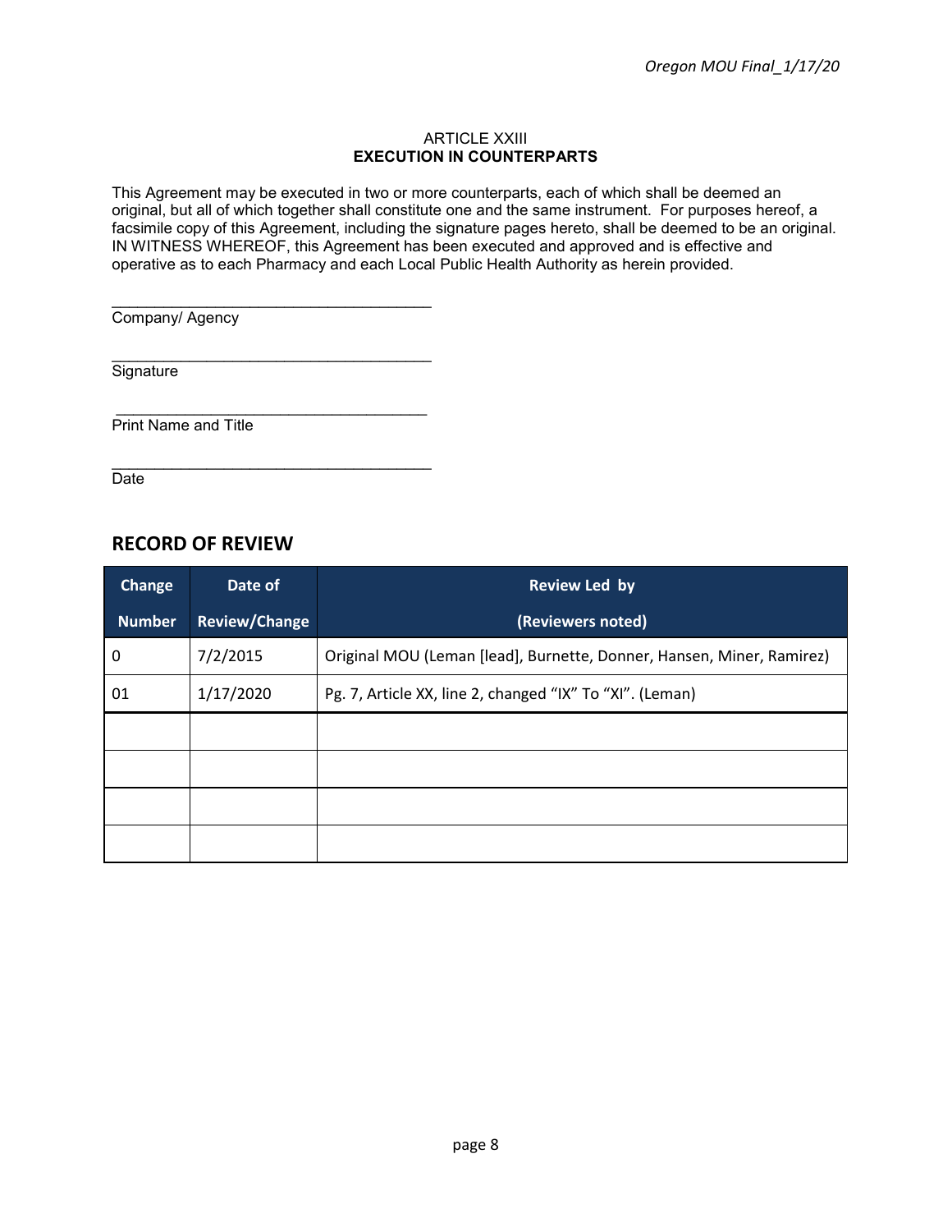ARTICLE XXIII
**EXECUTION IN COUNTERPARTS**

This Agreement may be executed in two or more counterparts, each of which shall be deemed an original, but all of which together shall constitute one and the same instrument. For purposes hereof, a facsimile copy of this Agreement, including the signature pages hereto, shall be deemed to be an original. IN WITNESS WHEREOF, this Agreement has been executed and approved and is effective and operative as to each Pharmacy and each Local Public Health Authority as herein provided.

\_\_\_\_\_\_\_\_\_\_\_\_\_\_\_\_\_\_\_\_\_\_\_\_\_\_\_\_\_\_\_\_\_\_\_\_\_\_
Company/ Agency

\_\_\_\_\_\_\_\_\_\_\_\_\_\_\_\_\_\_\_\_\_\_\_\_\_\_\_\_\_\_\_\_\_\_\_\_\_\_
Signature

\_\_\_\_\_\_\_\_\_\_\_\_\_\_\_\_\_\_\_\_\_\_\_\_\_\_\_\_\_\_\_\_\_\_\_\_\_\_
Print Name and Title

\_\_\_\_\_\_\_\_\_\_\_\_\_\_\_\_\_\_\_\_\_\_\_\_\_\_\_\_\_\_\_\_\_\_\_\_\_\_
Date

## RECORD OF REVIEW

| Change Number | Date of Review/Change | Review Led by (Reviewers noted) |
|---|---|---|
| 0 | 7/2/2015 | Original MOU (Leman [lead], Burnette, Donner, Hansen, Miner, Ramirez) |
| 01 | 1/17/2020 | Pg. 7, Article XX, line 2, changed “IX” To “XI”. (Leman) |
| | | |
| | | |
| | | |
| | | |